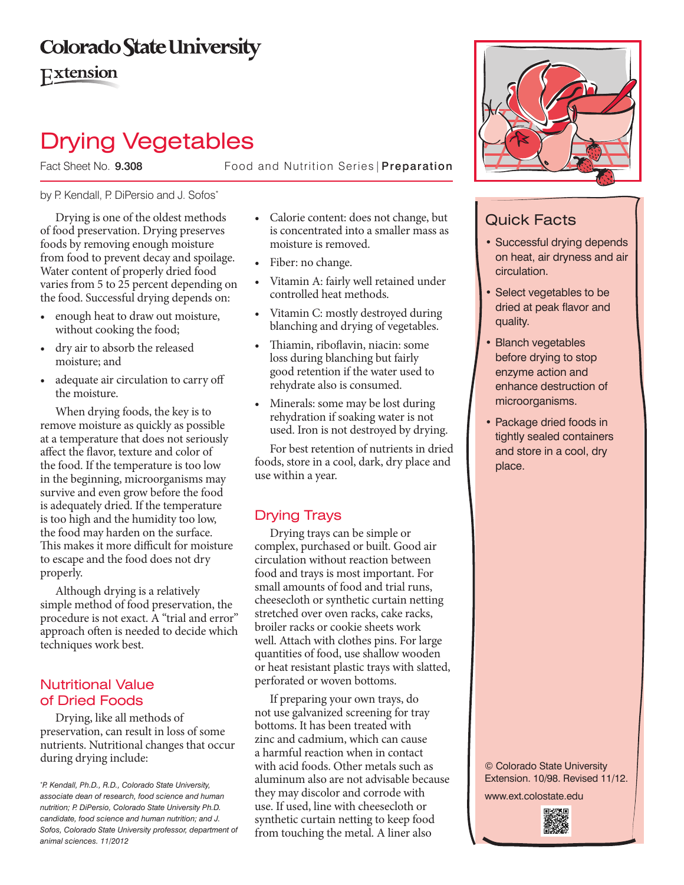Colorado State University
Extension

# Drying Vegetables

Fact Sheet No. **9.308** Food and Nutrition Series | **Preparation**

by P. Kendall, P. DiPersio and J. Sofos*

Drying is one of the oldest methods of food preservation. Drying preserves foods by removing enough moisture from food to prevent decay and spoilage. Water content of properly dried food varies from 5 to 25 percent depending on the food. Successful drying depends on:

- enough heat to draw out moisture, without cooking the food;
- dry air to absorb the released moisture; and
- adequate air circulation to carry off the moisture.

When drying foods, the key is to remove moisture as quickly as possible at a temperature that does not seriously affect the flavor, texture and color of the food. If the temperature is too low in the beginning, microorganisms may survive and even grow before the food is adequately dried. If the temperature is too high and the humidity too low, the food may harden on the surface. This makes it more difficult for moisture to escape and the food does not dry properly.

Although drying is a relatively simple method of food preservation, the procedure is not exact. A "trial and error" approach often is needed to decide which techniques work best.

## Nutritional Value of Dried Foods

Drying, like all methods of preservation, can result in loss of some nutrients. Nutritional changes that occur during drying include:

- Calorie content: does not change, but is concentrated into a smaller mass as moisture is removed.
- Fiber: no change.
- Vitamin A: fairly well retained under controlled heat methods.
- Vitamin C: mostly destroyed during blanching and drying of vegetables.
- Thiamin, riboflavin, niacin: some loss during blanching but fairly good retention if the water used to rehydrate also is consumed.
- Minerals: some may be lost during rehydration if soaking water is not used. Iron is not destroyed by drying.

For best retention of nutrients in dried foods, store in a cool, dark, dry place and use within a year.

## Drying Trays

Drying trays can be simple or complex, purchased or built. Good air circulation without reaction between food and trays is most important. For small amounts of food and trial runs, cheesecloth or synthetic curtain netting stretched over oven racks, cake racks, broiler racks or cookie sheets work well. Attach with clothes pins. For large quantities of food, use shallow wooden or heat resistant plastic trays with slatted, perforated or woven bottoms.

If preparing your own trays, do not use galvanized screening for tray bottoms. It has been treated with zinc and cadmium, which can cause a harmful reaction when in contact with acid foods. Other metals such as aluminum also are not advisable because they may discolor and corrode with use. If used, line with cheesecloth or synthetic curtain netting to keep food from touching the metal. A liner also

*P. Kendall, Ph.D., R.D., Colorado State University, associate dean of research, food science and human nutrition; P. DiPersio, Colorado State University Ph.D. candidate, food science and human nutrition; and J. Sofos, Colorado State University professor, department of animal sciences. 11/2012*

## Quick Facts

- Successful drying depends on heat, air dryness and air circulation.
- Select vegetables to be dried at peak flavor and quality.
- Blanch vegetables before drying to stop enzyme action and enhance destruction of microorganisms.
- Package dried foods in tightly sealed containers and store in a cool, dry place.

© Colorado State University Extension. 10/98. Revised 11/12.

www.ext.colostate.edu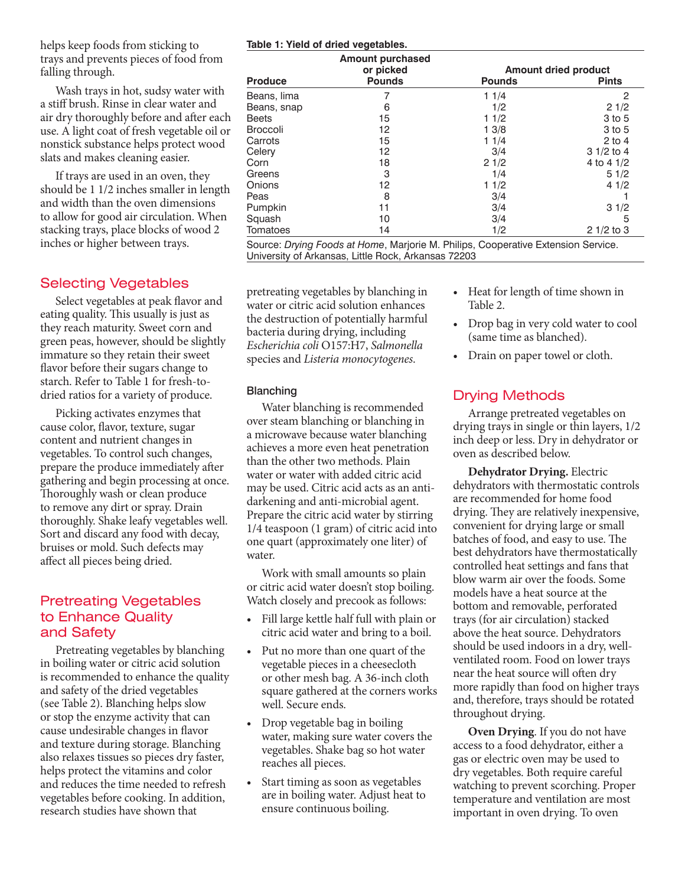helps keep foods from sticking to trays and prevents pieces of food from falling through.

Wash trays in hot, sudsy water with a stiff brush. Rinse in clear water and air dry thoroughly before and after each use. A light coat of fresh vegetable oil or nonstick substance helps protect wood slats and makes cleaning easier.

If trays are used in an oven, they should be 1 1/2 inches smaller in length and width than the oven dimensions to allow for good air circulation. When stacking trays, place blocks of wood 2 inches or higher between trays.

**Table 1: Yield of dried vegetables.**

| Produce | Amount purchased or picked Pounds | Amount dried product Pounds | Amount dried product Pints |
|---|---|---|---|
| Beans, lima | 7 | 1 1/4 | 2 |
| Beans, snap | 6 | 1/2 | 2 1/2 |
| Beets | 15 | 1 1/2 | 3 to 5 |
| Broccoli | 12 | 1 3/8 | 3 to 5 |
| Carrots | 15 | 1 1/4 | 2 to 4 |
| Celery | 12 | 3/4 | 3 1/2 to 4 |
| Corn | 18 | 2 1/2 | 4 to 4 1/2 |
| Greens | 3 | 1/4 | 5 1/2 |
| Onions | 12 | 1 1/2 | 4 1/2 |
| Peas | 8 | 3/4 | 1 |
| Pumpkin | 11 | 3/4 | 3 1/2 |
| Squash | 10 | 3/4 | 5 |
| Tomatoes | 14 | 1/2 | 2 1/2 to 3 |

Source: *Drying Foods at Home*, Marjorie M. Philips, Cooperative Extension Service. University of Arkansas, Little Rock, Arkansas 72203

## Selecting Vegetables

Select vegetables at peak flavor and eating quality. This usually is just as they reach maturity. Sweet corn and green peas, however, should be slightly immature so they retain their sweet flavor before their sugars change to starch. Refer to Table 1 for fresh-to-dried ratios for a variety of produce.

Picking activates enzymes that cause color, flavor, texture, sugar content and nutrient changes in vegetables. To control such changes, prepare the produce immediately after gathering and begin processing at once. Thoroughly wash or clean produce to remove any dirt or spray. Drain thoroughly. Shake leafy vegetables well. Sort and discard any food with decay, bruises or mold. Such defects may affect all pieces being dried.

## Pretreating Vegetables to Enhance Quality and Safety

Pretreating vegetables by blanching in boiling water or citric acid solution is recommended to enhance the quality and safety of the dried vegetables (see Table 2). Blanching helps slow or stop the enzyme activity that can cause undesirable changes in flavor and texture during storage. Blanching also relaxes tissues so pieces dry faster, helps protect the vitamins and color and reduces the time needed to refresh vegetables before cooking. In addition, research studies have shown that pretreating vegetables by blanching in water or citric acid solution enhances the destruction of potentially harmful bacteria during drying, including *Escherichia coli* O157:H7, *Salmonella* species and *Listeria monocytogenes*.

### Blanching

Water blanching is recommended over steam blanching or blanching in a microwave because water blanching achieves a more even heat penetration than the other two methods. Plain water or water with added citric acid may be used. Citric acid acts as an anti-darkening and anti-microbial agent. Prepare the citric acid water by stirring 1/4 teaspoon (1 gram) of citric acid into one quart (approximately one liter) of water.

Work with small amounts so plain or citric acid water doesn't stop boiling. Watch closely and precook as follows:

- Fill large kettle half full with plain or citric acid water and bring to a boil.
- Put no more than one quart of the vegetable pieces in a cheesecloth or other mesh bag. A 36-inch cloth square gathered at the corners works well. Secure ends.
- Drop vegetable bag in boiling water, making sure water covers the vegetables. Shake bag so hot water reaches all pieces.
- Start timing as soon as vegetables are in boiling water. Adjust heat to ensure continuous boiling.
- Heat for length of time shown in Table 2.
- Drop bag in very cold water to cool (same time as blanched).
- Drain on paper towel or cloth.

## Drying Methods

Arrange pretreated vegetables on drying trays in single or thin layers, 1/2 inch deep or less. Dry in dehydrator or oven as described below.

**Dehydrator Drying.** Electric dehydrators with thermostatic controls are recommended for home food drying. They are relatively inexpensive, convenient for drying large or small batches of food, and easy to use. The best dehydrators have thermostatically controlled heat settings and fans that blow warm air over the foods. Some models have a heat source at the bottom and removable, perforated trays (for air circulation) stacked above the heat source. Dehydrators should be used indoors in a dry, well-ventilated room. Food on lower trays near the heat source will often dry more rapidly than food on higher trays and, therefore, trays should be rotated throughout drying.

**Oven Drying**. If you do not have access to a food dehydrator, either a gas or electric oven may be used to dry vegetables. Both require careful watching to prevent scorching. Proper temperature and ventilation are most important in oven drying. To oven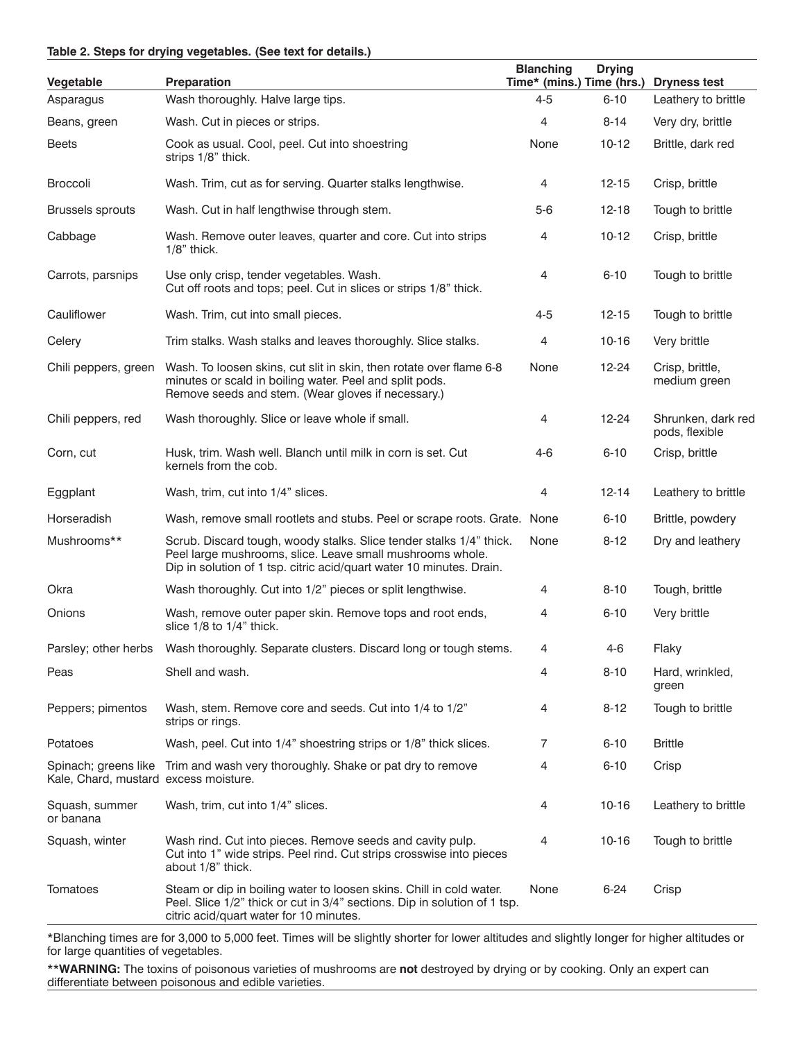**Table 2. Steps for drying vegetables. (See text for details.)**

| Vegetable | Preparation | Blanching Time* (mins.) | Drying Time (hrs.) | Dryness test |
|---|---|---|---|---|
| Asparagus | Wash thoroughly. Halve large tips. | 4-5 | 6-10 | Leathery to brittle |
| Beans, green | Wash. Cut in pieces or strips. | 4 | 8-14 | Very dry, brittle |
| Beets | Cook as usual. Cool, peel. Cut into shoestring strips 1/8" thick. | None | 10-12 | Brittle, dark red |
| Broccoli | Wash. Trim, cut as for serving. Quarter stalks lengthwise. | 4 | 12-15 | Crisp, brittle |
| Brussels sprouts | Wash. Cut in half lengthwise through stem. | 5-6 | 12-18 | Tough to brittle |
| Cabbage | Wash. Remove outer leaves, quarter and core. Cut into strips 1/8" thick. | 4 | 10-12 | Crisp, brittle |
| Carrots, parsnips | Use only crisp, tender vegetables. Wash. Cut off roots and tops; peel. Cut in slices or strips 1/8" thick. | 4 | 6-10 | Tough to brittle |
| Cauliflower | Wash. Trim, cut into small pieces. | 4-5 | 12-15 | Tough to brittle |
| Celery | Trim stalks. Wash stalks and leaves thoroughly. Slice stalks. | 4 | 10-16 | Very brittle |
| Chili peppers, green | Wash. To loosen skins, cut slit in skin, then rotate over flame 6-8 minutes or scald in boiling water. Peel and split pods. Remove seeds and stem. (Wear gloves if necessary.) | None | 12-24 | Crisp, brittle, medium green |
| Chili peppers, red | Wash thoroughly. Slice or leave whole if small. | 4 | 12-24 | Shrunken, dark red pods, flexible |
| Corn, cut | Husk, trim. Wash well. Blanch until milk in corn is set. Cut kernels from the cob. | 4-6 | 6-10 | Crisp, brittle |
| Eggplant | Wash, trim, cut into 1/4" slices. | 4 | 12-14 | Leathery to brittle |
| Horseradish | Wash, remove small rootlets and stubs. Peel or scrape roots. Grate. | None | 6-10 | Brittle, powdery |
| Mushrooms** | Scrub. Discard tough, woody stalks. Slice tender stalks 1/4" thick. Peel large mushrooms, slice. Leave small mushrooms whole. Dip in solution of 1 tsp. citric acid/quart water 10 minutes. Drain. | None | 8-12 | Dry and leathery |
| Okra | Wash thoroughly. Cut into 1/2" pieces or split lengthwise. | 4 | 8-10 | Tough, brittle |
| Onions | Wash, remove outer paper skin. Remove tops and root ends, slice 1/8 to 1/4" thick. | 4 | 6-10 | Very brittle |
| Parsley; other herbs | Wash thoroughly. Separate clusters. Discard long or tough stems. | 4 | 4-6 | Flaky |
| Peas | Shell and wash. | 4 | 8-10 | Hard, wrinkled, green |
| Peppers; pimentos | Wash, stem. Remove core and seeds. Cut into 1/4 to 1/2" strips or rings. | 4 | 8-12 | Tough to brittle |
| Potatoes | Wash, peel. Cut into 1/4" shoestring strips or 1/8" thick slices. | 7 | 6-10 | Brittle |
| Spinach; greens like Kale, Chard, mustard | Trim and wash very thoroughly. Shake or pat dry to remove excess moisture. | 4 | 6-10 | Crisp |
| Squash, summer or banana | Wash, trim, cut into 1/4" slices. | 4 | 10-16 | Leathery to brittle |
| Squash, winter | Wash rind. Cut into pieces. Remove seeds and cavity pulp. Cut into 1" wide strips. Peel rind. Cut strips crosswise into pieces about 1/8" thick. | 4 | 10-16 | Tough to brittle |
| Tomatoes | Steam or dip in boiling water to loosen skins. Chill in cold water. Peel. Slice 1/2" thick or cut in 3/4" sections. Dip in solution of 1 tsp. citric acid/quart water for 10 minutes. | None | 6-24 | Crisp |

*Blanching times are for 3,000 to 5,000 feet. Times will be slightly shorter for lower altitudes and slightly longer for higher altitudes or for large quantities of vegetables.

****WARNING:** The toxins of poisonous varieties of mushrooms are **not** destroyed by drying or by cooking. Only an expert can differentiate between poisonous and edible varieties.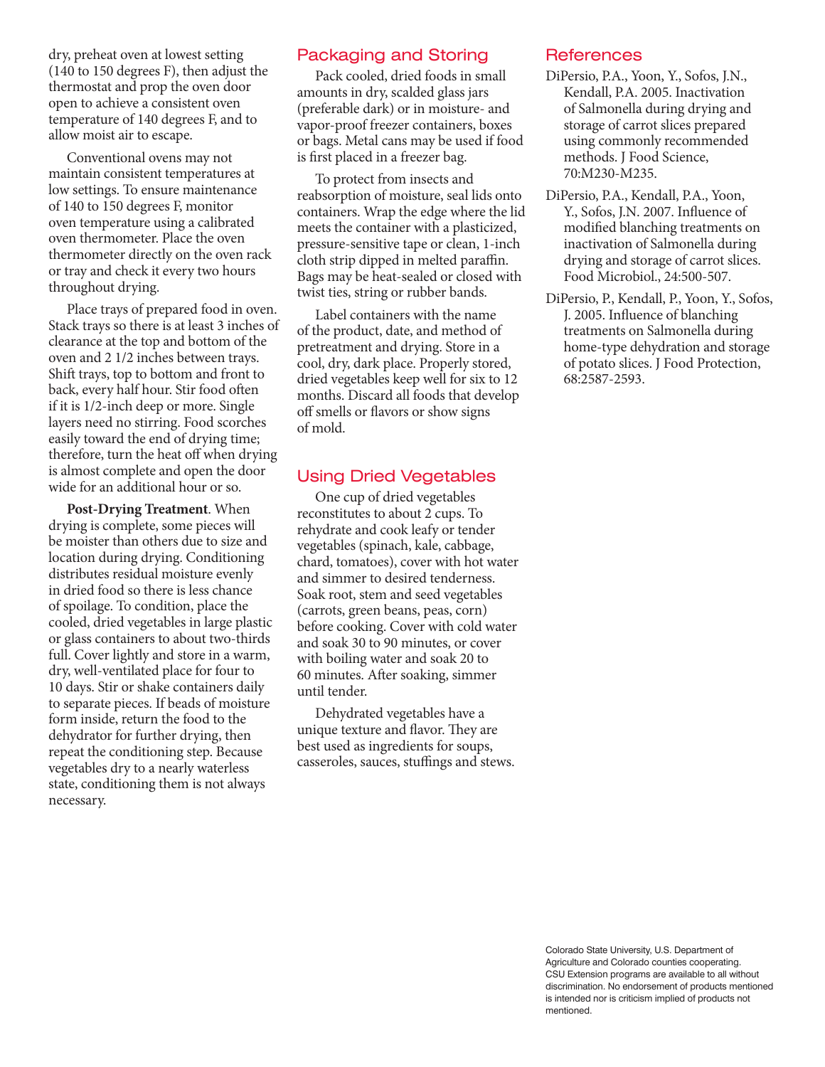dry, preheat oven at lowest setting (140 to 150 degrees F), then adjust the thermostat and prop the oven door open to achieve a consistent oven temperature of 140 degrees F, and to allow moist air to escape.

Conventional ovens may not maintain consistent temperatures at low settings. To ensure maintenance of 140 to 150 degrees F, monitor oven temperature using a calibrated oven thermometer. Place the oven thermometer directly on the oven rack or tray and check it every two hours throughout drying.

Place trays of prepared food in oven. Stack trays so there is at least 3 inches of clearance at the top and bottom of the oven and 2 1/2 inches between trays. Shift trays, top to bottom and front to back, every half hour. Stir food often if it is 1/2-inch deep or more. Single layers need no stirring. Food scorches easily toward the end of drying time; therefore, turn the heat off when drying is almost complete and open the door wide for an additional hour or so.

**Post-Drying Treatment**. When drying is complete, some pieces will be moister than others due to size and location during drying. Conditioning distributes residual moisture evenly in dried food so there is less chance of spoilage. To condition, place the cooled, dried vegetables in large plastic or glass containers to about two-thirds full. Cover lightly and store in a warm, dry, well-ventilated place for four to 10 days. Stir or shake containers daily to separate pieces. If beads of moisture form inside, return the food to the dehydrator for further drying, then repeat the conditioning step. Because vegetables dry to a nearly waterless state, conditioning them is not always necessary.

## Packaging and Storing

Pack cooled, dried foods in small amounts in dry, scalded glass jars (preferable dark) or in moisture- and vapor-proof freezer containers, boxes or bags. Metal cans may be used if food is first placed in a freezer bag.

To protect from insects and reabsorption of moisture, seal lids onto containers. Wrap the edge where the lid meets the container with a plasticized, pressure-sensitive tape or clean, 1-inch cloth strip dipped in melted paraffin. Bags may be heat-sealed or closed with twist ties, string or rubber bands.

Label containers with the name of the product, date, and method of pretreatment and drying. Store in a cool, dry, dark place. Properly stored, dried vegetables keep well for six to 12 months. Discard all foods that develop off smells or flavors or show signs of mold.

## Using Dried Vegetables

One cup of dried vegetables reconstitutes to about 2 cups. To rehydrate and cook leafy or tender vegetables (spinach, kale, cabbage, chard, tomatoes), cover with hot water and simmer to desired tenderness. Soak root, stem and seed vegetables (carrots, green beans, peas, corn) before cooking. Cover with cold water and soak 30 to 90 minutes, or cover with boiling water and soak 20 to 60 minutes. After soaking, simmer until tender.

Dehydrated vegetables have a unique texture and flavor. They are best used as ingredients for soups, casseroles, sauces, stuffings and stews.

## References

DiPersio, P.A., Yoon, Y., Sofos, J.N., Kendall, P.A. 2005. Inactivation of Salmonella during drying and storage of carrot slices prepared using commonly recommended methods. J Food Science, 70:M230-M235.

DiPersio, P.A., Kendall, P.A., Yoon, Y., Sofos, J.N. 2007. Influence of modified blanching treatments on inactivation of Salmonella during drying and storage of carrot slices. Food Microbiol., 24:500-507.

DiPersio, P., Kendall, P., Yoon, Y., Sofos, J. 2005. Influence of blanching treatments on Salmonella during home-type dehydration and storage of potato slices. J Food Protection, 68:2587-2593.

Colorado State University, U.S. Department of Agriculture and Colorado counties cooperating. CSU Extension programs are available to all without discrimination. No endorsement of products mentioned is intended nor is criticism implied of products not mentioned.